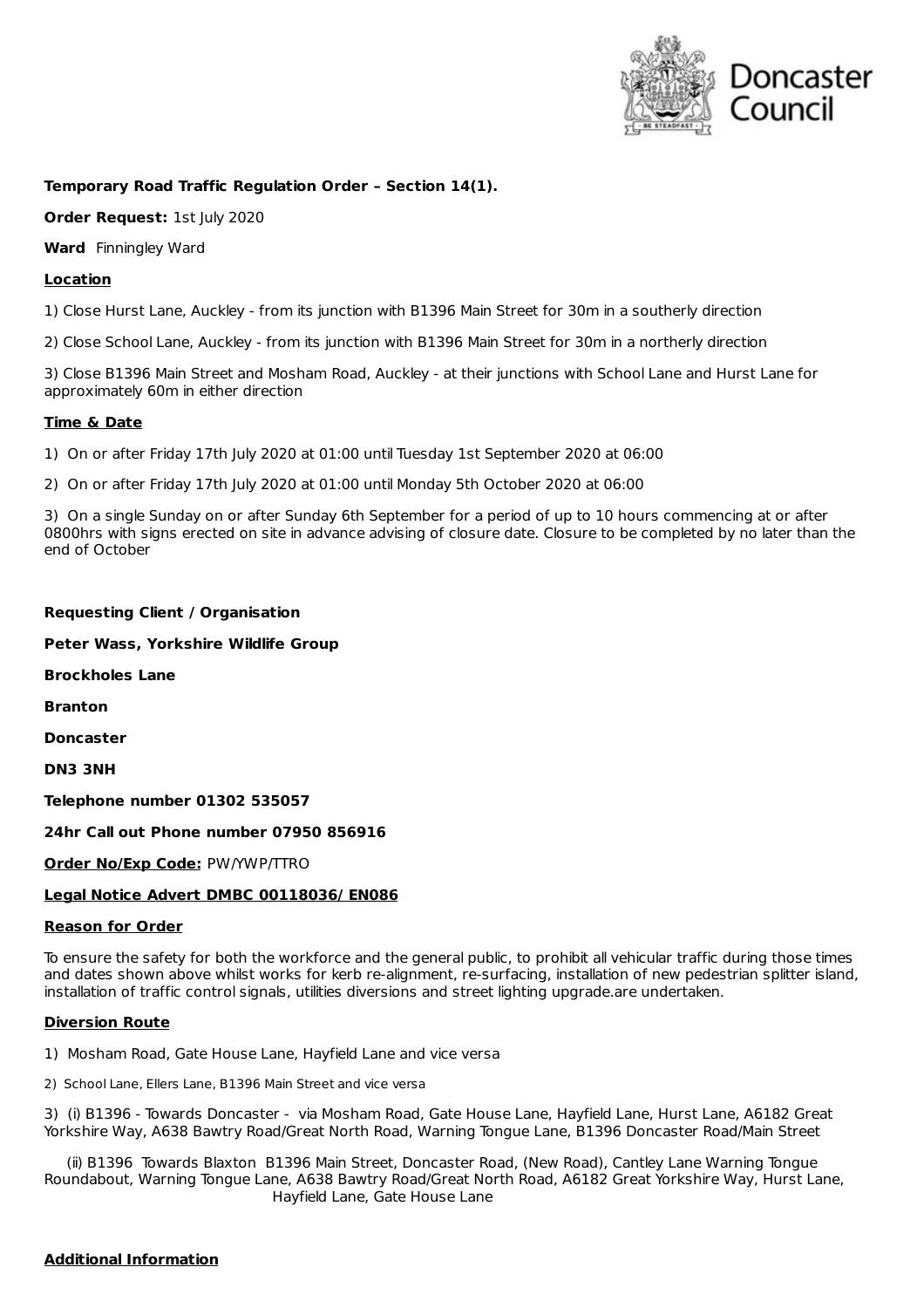Doncaster Council

**Temporary Road Traffic Regulation Order – Section 14(1).**

**Order Request:** 1st July 2020

**Ward** Finningley Ward

**Location**

1) Close Hurst Lane, Auckley - from its junction with B1396 Main Street for 30m in a southerly direction

2) Close School Lane, Auckley - from its junction with B1396 Main Street for 30m in a northerly direction

3) Close B1396 Main Street and Mosham Road, Auckley - at their junctions with School Lane and Hurst Lane for approximately 60m in either direction

**Time & Date**

1) On or after Friday 17th July 2020 at 01:00 until Tuesday 1st September 2020 at 06:00

2) On or after Friday 17th July 2020 at 01:00 until Monday 5th October 2020 at 06:00

3) On a single Sunday on or after Sunday 6th September for a period of up to 10 hours commencing at or after 0800hrs with signs erected on site in advance advising of closure date. Closure to be completed by no later than the end of October

**Requesting Client / Organisation**

**Peter Wass, Yorkshire Wildlife Group**

**Brockholes Lane**

**Branton**

**Doncaster**

**DN3 3NH**

**Telephone number 01302 535057**

**24hr Call out Phone number 07950 856916**

**Order No/Exp Code:** PW/YWP/TTRO

**Legal Notice Advert DMBC 00118036/ EN086**

**Reason for Order**

To ensure the safety for both the workforce and the general public, to prohibit all vehicular traffic during those times and dates shown above whilst works for kerb re-alignment, re-surfacing, installation of new pedestrian splitter island, installation of traffic control signals, utilities diversions and street lighting upgrade.are undertaken.

**Diversion Route**

1) Mosham Road, Gate House Lane, Hayfield Lane and vice versa

2) School Lane, Ellers Lane, B1396 Main Street and vice versa

3) (i) B1396 - Towards Doncaster - via Mosham Road, Gate House Lane, Hayfield Lane, Hurst Lane, A6182 Great Yorkshire Way, A638 Bawtry Road/Great North Road, Warning Tongue Lane, B1396 Doncaster Road/Main Street

(ii) B1396 Towards Blaxton B1396 Main Street, Doncaster Road, (New Road), Cantley Lane Warning Tongue Roundabout, Warning Tongue Lane, A638 Bawtry Road/Great North Road, A6182 Great Yorkshire Way, Hurst Lane, Hayfield Lane, Gate House Lane

**Additional Information**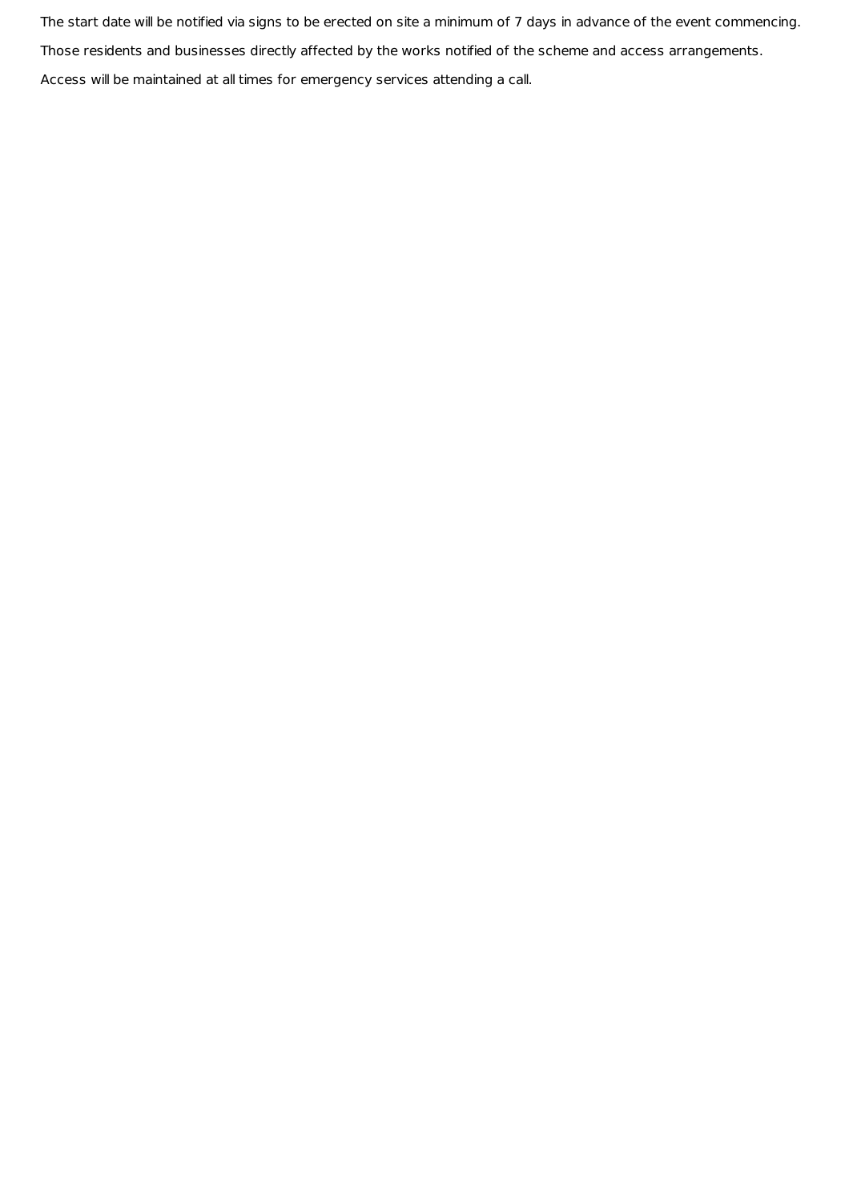The start date will be notified via signs to be erected on site a minimum of 7 days in advance of the event commencing.

Those residents and businesses directly affected by the works notified of the scheme and access arrangements.

Access will be maintained at all times for emergency services attending a call.